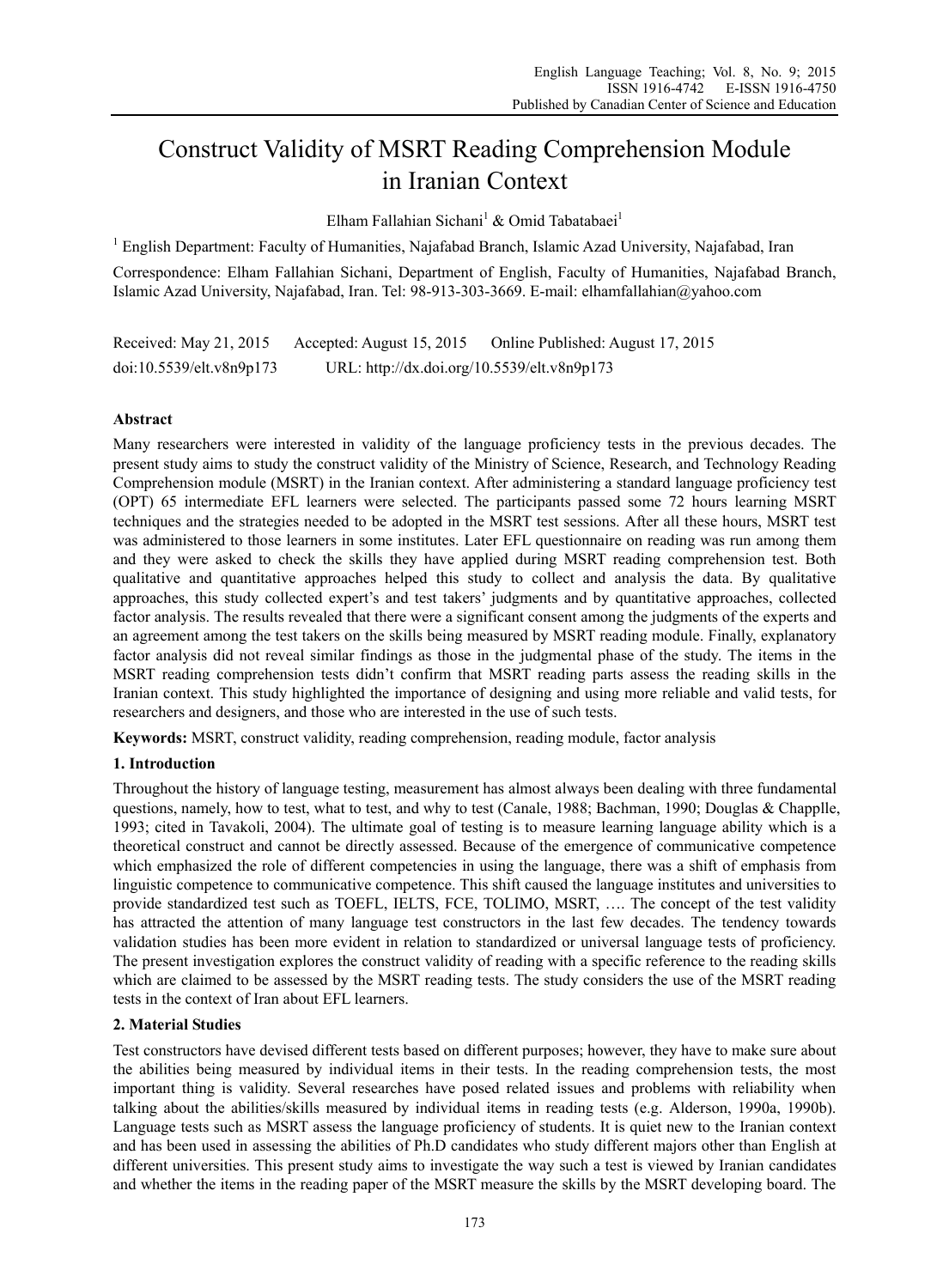# Construct Validity of MSRT Reading Comprehension Module in Iranian Context

Elham Fallahian Sichani[1] & Omid Tabatabaei[1]

[1] English Department: Faculty of Humanities, Najafabad Branch, Islamic Azad University, Najafabad, Iran

Correspondence: Elham Fallahian Sichani, Department of English, Faculty of Humanities, Najafabad Branch, Islamic Azad University, Najafabad, Iran. Tel: 98-913-303-3669. E-mail: elhamfallahian@yahoo.com

Received: May 21, 2015 Accepted: August 15, 2015 Online Published: August 17, 2015

doi:10.5539/elt.v8n9p173 URL: http://dx.doi.org/10.5539/elt.v8n9p173

## Abstract

Many researchers were interested in validity of the language proficiency tests in the previous decades. The present study aims to study the construct validity of the Ministry of Science, Research, and Technology Reading Comprehension module (MSRT) in the Iranian context. After administering a standard language proficiency test (OPT) 65 intermediate EFL learners were selected. The participants passed some 72 hours learning MSRT techniques and the strategies needed to be adopted in the MSRT test sessions. After all these hours, MSRT test was administered to those learners in some institutes. Later EFL questionnaire on reading was run among them and they were asked to check the skills they have applied during MSRT reading comprehension test. Both qualitative and quantitative approaches helped this study to collect and analysis the data. By qualitative approaches, this study collected expert's and test takers' judgments and by quantitative approaches, collected factor analysis. The results revealed that there were a significant consent among the judgments of the experts and an agreement among the test takers on the skills being measured by MSRT reading module. Finally, explanatory factor analysis did not reveal similar findings as those in the judgmental phase of the study. The items in the MSRT reading comprehension tests didn't confirm that MSRT reading parts assess the reading skills in the Iranian context. This study highlighted the importance of designing and using more reliable and valid tests, for researchers and designers, and those who are interested in the use of such tests.

**Keywords:** MSRT, construct validity, reading comprehension, reading module, factor analysis

## 1. Introduction

Throughout the history of language testing, measurement has almost always been dealing with three fundamental questions, namely, how to test, what to test, and why to test (Canale, 1988; Bachman, 1990; Douglas & Chapplle, 1993; cited in Tavakoli, 2004). The ultimate goal of testing is to measure learning language ability which is a theoretical construct and cannot be directly assessed. Because of the emergence of communicative competence which emphasized the role of different competencies in using the language, there was a shift of emphasis from linguistic competence to communicative competence. This shift caused the language institutes and universities to provide standardized test such as TOEFL, IELTS, FCE, TOLIMO, MSRT, …. The concept of the test validity has attracted the attention of many language test constructors in the last few decades. The tendency towards validation studies has been more evident in relation to standardized or universal language tests of proficiency. The present investigation explores the construct validity of reading with a specific reference to the reading skills which are claimed to be assessed by the MSRT reading tests. The study considers the use of the MSRT reading tests in the context of Iran about EFL learners.

## 2. Material Studies

Test constructors have devised different tests based on different purposes; however, they have to make sure about the abilities being measured by individual items in their tests. In the reading comprehension tests, the most important thing is validity. Several researches have posed related issues and problems with reliability when talking about the abilities/skills measured by individual items in reading tests (e.g. Alderson, 1990a, 1990b). Language tests such as MSRT assess the language proficiency of students. It is quiet new to the Iranian context and has been used in assessing the abilities of Ph.D candidates who study different majors other than English at different universities. This present study aims to investigate the way such a test is viewed by Iranian candidates and whether the items in the reading paper of the MSRT measure the skills by the MSRT developing board. The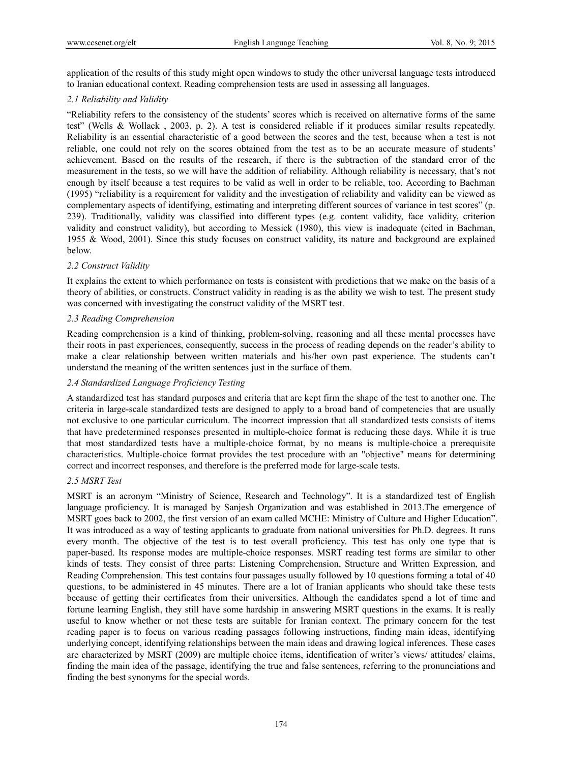application of the results of this study might open windows to study the other universal language tests introduced to Iranian educational context. Reading comprehension tests are used in assessing all languages.

### *2.1 Reliability and Validity*

"Reliability refers to the consistency of the students' scores which is received on alternative forms of the same test" (Wells & Wollack , 2003, p. 2). A test is considered reliable if it produces similar results repeatedly. Reliability is an essential characteristic of a good between the scores and the test, because when a test is not reliable, one could not rely on the scores obtained from the test as to be an accurate measure of students' achievement. Based on the results of the research, if there is the subtraction of the standard error of the measurement in the tests, so we will have the addition of reliability. Although reliability is necessary, that's not enough by itself because a test requires to be valid as well in order to be reliable, too. According to Bachman (1995) "reliability is a requirement for validity and the investigation of reliability and validity can be viewed as complementary aspects of identifying, estimating and interpreting different sources of variance in test scores" (p. 239). Traditionally, validity was classified into different types (e.g. content validity, face validity, criterion validity and construct validity), but according to Messick (1980), this view is inadequate (cited in Bachman, 1955 & Wood, 2001). Since this study focuses on construct validity, its nature and background are explained below.

### *2.2 Construct Validity*

It explains the extent to which performance on tests is consistent with predictions that we make on the basis of a theory of abilities, or constructs. Construct validity in reading is as the ability we wish to test. The present study was concerned with investigating the construct validity of the MSRT test.

### *2.3 Reading Comprehension*

Reading comprehension is a kind of thinking, problem-solving, reasoning and all these mental processes have their roots in past experiences, consequently, success in the process of reading depends on the reader's ability to make a clear relationship between written materials and his/her own past experience. The students can't understand the meaning of the written sentences just in the surface of them.

### *2.4 Standardized Language Proficiency Testing*

A standardized test has standard purposes and criteria that are kept firm the shape of the test to another one. The criteria in large-scale standardized tests are designed to apply to a broad band of competencies that are usually not exclusive to one particular curriculum. The incorrect impression that all standardized tests consists of items that have predetermined responses presented in multiple-choice format is reducing these days. While it is true that most standardized tests have a multiple-choice format, by no means is multiple-choice a prerequisite characteristics. Multiple-choice format provides the test procedure with an "objective" means for determining correct and incorrect responses, and therefore is the preferred mode for large-scale tests.

### *2.5 MSRT Test*

MSRT is an acronym "Ministry of Science, Research and Technology". It is a standardized test of English language proficiency. It is managed by Sanjesh Organization and was established in 2013.The emergence of MSRT goes back to 2002, the first version of an exam called MCHE: Ministry of Culture and Higher Education". It was introduced as a way of testing applicants to graduate from national universities for Ph.D. degrees. It runs every month. The objective of the test is to test overall proficiency. This test has only one type that is paper-based. Its response modes are multiple-choice responses. MSRT reading test forms are similar to other kinds of tests. They consist of three parts: Listening Comprehension, Structure and Written Expression, and Reading Comprehension. This test contains four passages usually followed by 10 questions forming a total of 40 questions, to be administered in 45 minutes. There are a lot of Iranian applicants who should take these tests because of getting their certificates from their universities. Although the candidates spend a lot of time and fortune learning English, they still have some hardship in answering MSRT questions in the exams. It is really useful to know whether or not these tests are suitable for Iranian context. The primary concern for the test reading paper is to focus on various reading passages following instructions, finding main ideas, identifying underlying concept, identifying relationships between the main ideas and drawing logical inferences. These cases are characterized by MSRT (2009) are multiple choice items, identification of writer's views/ attitudes/ claims, finding the main idea of the passage, identifying the true and false sentences, referring to the pronunciations and finding the best synonyms for the special words.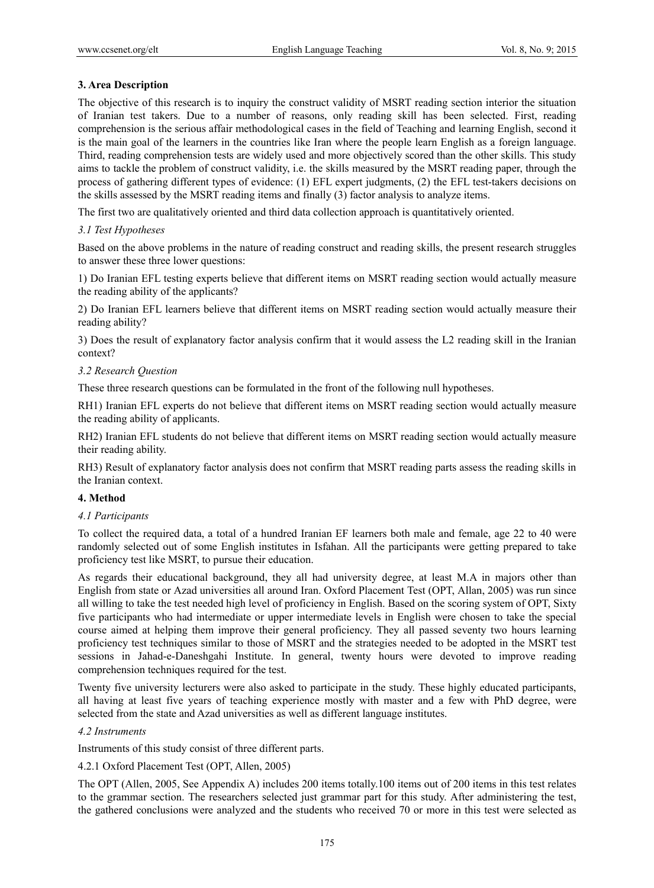## 3. Area Description

The objective of this research is to inquiry the construct validity of MSRT reading section interior the situation of Iranian test takers. Due to a number of reasons, only reading skill has been selected. First, reading comprehension is the serious affair methodological cases in the field of Teaching and learning English, second it is the main goal of the learners in the countries like Iran where the people learn English as a foreign language. Third, reading comprehension tests are widely used and more objectively scored than the other skills. This study aims to tackle the problem of construct validity, i.e. the skills measured by the MSRT reading paper, through the process of gathering different types of evidence: (1) EFL expert judgments, (2) the EFL test-takers decisions on the skills assessed by the MSRT reading items and finally (3) factor analysis to analyze items.

The first two are qualitatively oriented and third data collection approach is quantitatively oriented.

### *3.1 Test Hypotheses*

Based on the above problems in the nature of reading construct and reading skills, the present research struggles to answer these three lower questions:

1) Do Iranian EFL testing experts believe that different items on MSRT reading section would actually measure the reading ability of the applicants?

2) Do Iranian EFL learners believe that different items on MSRT reading section would actually measure their reading ability?

3) Does the result of explanatory factor analysis confirm that it would assess the L2 reading skill in the Iranian context?

### *3.2 Research Question*

These three research questions can be formulated in the front of the following null hypotheses.

RH1) Iranian EFL experts do not believe that different items on MSRT reading section would actually measure the reading ability of applicants.

RH2) Iranian EFL students do not believe that different items on MSRT reading section would actually measure their reading ability.

RH3) Result of explanatory factor analysis does not confirm that MSRT reading parts assess the reading skills in the Iranian context.

## 4. Method

### *4.1 Participants*

To collect the required data, a total of a hundred Iranian EF learners both male and female, age 22 to 40 were randomly selected out of some English institutes in Isfahan. All the participants were getting prepared to take proficiency test like MSRT, to pursue their education.

As regards their educational background, they all had university degree, at least M.A in majors other than English from state or Azad universities all around Iran. Oxford Placement Test (OPT, Allan, 2005) was run since all willing to take the test needed high level of proficiency in English. Based on the scoring system of OPT, Sixty five participants who had intermediate or upper intermediate levels in English were chosen to take the special course aimed at helping them improve their general proficiency. They all passed seventy two hours learning proficiency test techniques similar to those of MSRT and the strategies needed to be adopted in the MSRT test sessions in Jahad-e-Daneshgahi Institute. In general, twenty hours were devoted to improve reading comprehension techniques required for the test.

Twenty five university lecturers were also asked to participate in the study. These highly educated participants, all having at least five years of teaching experience mostly with master and a few with PhD degree, were selected from the state and Azad universities as well as different language institutes.

### *4.2 Instruments*

Instruments of this study consist of three different parts.

4.2.1 Oxford Placement Test (OPT, Allen, 2005)

The OPT (Allen, 2005, See Appendix A) includes 200 items totally.100 items out of 200 items in this test relates to the grammar section. The researchers selected just grammar part for this study. After administering the test, the gathered conclusions were analyzed and the students who received 70 or more in this test were selected as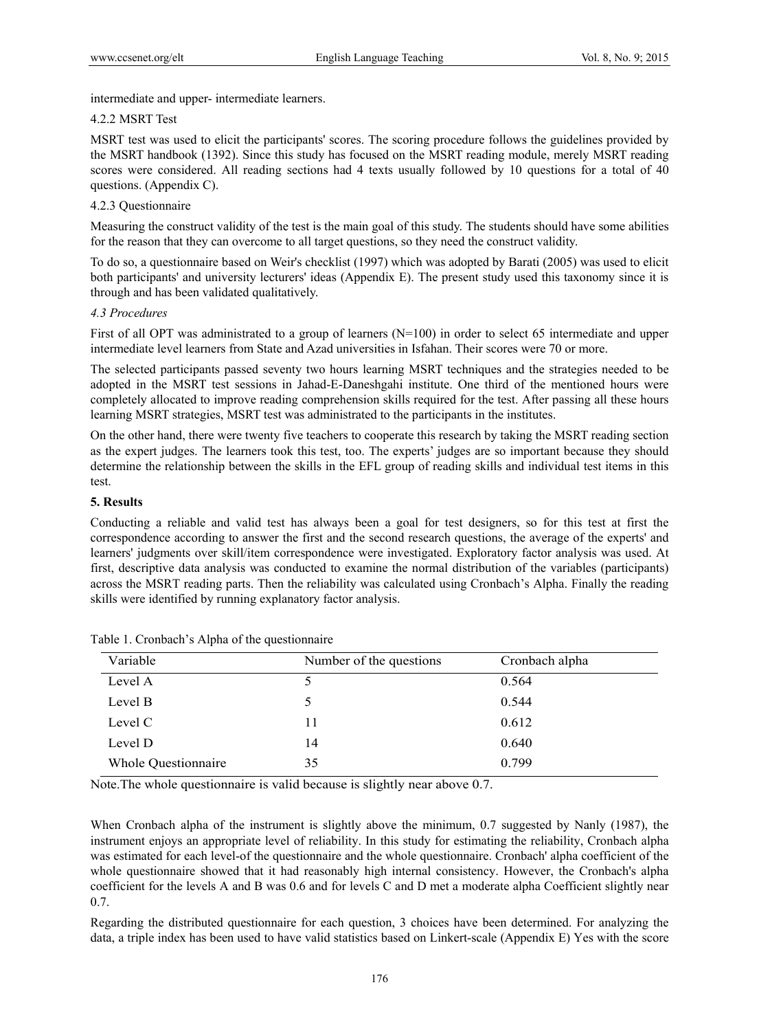intermediate and upper- intermediate learners.

4.2.2 MSRT Test

MSRT test was used to elicit the participants' scores. The scoring procedure follows the guidelines provided by the MSRT handbook (1392). Since this study has focused on the MSRT reading module, merely MSRT reading scores were considered. All reading sections had 4 texts usually followed by 10 questions for a total of 40 questions. (Appendix C).

4.2.3 Questionnaire

Measuring the construct validity of the test is the main goal of this study. The students should have some abilities for the reason that they can overcome to all target questions, so they need the construct validity.

To do so, a questionnaire based on Weir's checklist (1997) which was adopted by Barati (2005) was used to elicit both participants' and university lecturers' ideas (Appendix E). The present study used this taxonomy since it is through and has been validated qualitatively.

*4.3 Procedures*

First of all OPT was administrated to a group of learners (N=100) in order to select 65 intermediate and upper intermediate level learners from State and Azad universities in Isfahan. Their scores were 70 or more.

The selected participants passed seventy two hours learning MSRT techniques and the strategies needed to be adopted in the MSRT test sessions in Jahad-E-Daneshgahi institute. One third of the mentioned hours were completely allocated to improve reading comprehension skills required for the test. After passing all these hours learning MSRT strategies, MSRT test was administrated to the participants in the institutes.

On the other hand, there were twenty five teachers to cooperate this research by taking the MSRT reading section as the expert judges. The learners took this test, too. The experts' judges are so important because they should determine the relationship between the skills in the EFL group of reading skills and individual test items in this test.

**5. Results**

Conducting a reliable and valid test has always been a goal for test designers, so for this test at first the correspondence according to answer the first and the second research questions, the average of the experts' and learners' judgments over skill/item correspondence were investigated. Exploratory factor analysis was used. At first, descriptive data analysis was conducted to examine the normal distribution of the variables (participants) across the MSRT reading parts. Then the reliability was calculated using Cronbach's Alpha. Finally the reading skills were identified by running explanatory factor analysis.

Table 1. Cronbach's Alpha of the questionnaire

| Variable | Number of the questions | Cronbach alpha |
|---|---|---|
| Level A | 5 | 0.564 |
| Level B | 5 | 0.544 |
| Level C | 11 | 0.612 |
| Level D | 14 | 0.640 |
| Whole Questionnaire | 35 | 0.799 |

Note.The whole questionnaire is valid because is slightly near above 0.7.

When Cronbach alpha of the instrument is slightly above the minimum, 0.7 suggested by Nanly (1987), the instrument enjoys an appropriate level of reliability. In this study for estimating the reliability, Cronbach alpha was estimated for each level-of the questionnaire and the whole questionnaire. Cronbach' alpha coefficient of the whole questionnaire showed that it had reasonably high internal consistency. However, the Cronbach's alpha coefficient for the levels A and B was 0.6 and for levels C and D met a moderate alpha Coefficient slightly near 0.7.

Regarding the distributed questionnaire for each question, 3 choices have been determined. For analyzing the data, a triple index has been used to have valid statistics based on Linkert-scale (Appendix E) Yes with the score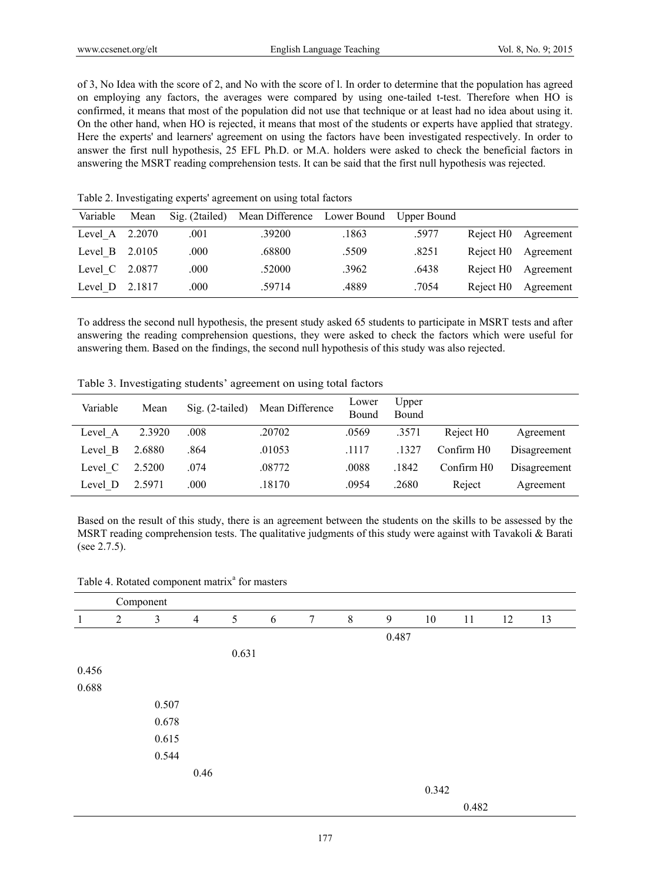of 3, No Idea with the score of 2, and No with the score of l. In order to determine that the population has agreed on employing any factors, the averages were compared by using one-tailed t-test. Therefore when HO is confirmed, it means that most of the population did not use that technique or at least had no idea about using it. On the other hand, when HO is rejected, it means that most of the students or experts have applied that strategy. Here the experts' and learners' agreement on using the factors have been investigated respectively. In order to answer the first null hypothesis, 25 EFL Ph.D. or M.A. holders were asked to check the beneficial factors in answering the MSRT reading comprehension tests. It can be said that the first null hypothesis was rejected.

Table 2. Investigating experts' agreement on using total factors

| Variable | Mean | Sig. (2tailed) | Mean Difference | Lower Bound | Upper Bound | | |
|---|---|---|---|---|---|---|---|
| Level_A | 2.2070 | .001 | .39200 | .1863 | .5977 | Reject H0 | Agreement |
| Level_B | 2.0105 | .000 | .68800 | .5509 | .8251 | Reject H0 | Agreement |
| Level_C | 2.0877 | .000 | .52000 | .3962 | .6438 | Reject H0 | Agreement |
| Level_D | 2.1817 | .000 | .59714 | .4889 | .7054 | Reject H0 | Agreement |

To address the second null hypothesis, the present study asked 65 students to participate in MSRT tests and after answering the reading comprehension questions, they were asked to check the factors which were useful for answering them. Based on the findings, the second null hypothesis of this study was also rejected.

Table 3. Investigating students' agreement on using total factors

| Variable | Mean | Sig. (2-tailed) | Mean Difference | Lower Bound | Upper Bound | | |
|---|---|---|---|---|---|---|---|
| Level_A | 2.3920 | .008 | .20702 | .0569 | .3571 | Reject H0 | Agreement |
| Level_B | 2.6880 | .864 | .01053 | .1117 | .1327 | Confirm H0 | Disagreement |
| Level_C | 2.5200 | .074 | .08772 | .0088 | .1842 | Confirm H0 | Disagreement |
| Level_D | 2.5971 | .000 | .18170 | .0954 | .2680 | Reject | Agreement |

Based on the result of this study, there is an agreement between the students on the skills to be assessed by the MSRT reading comprehension tests. The qualitative judgments of this study were against with Tavakoli & Barati (see 2.7.5).

Table 4. Rotated component matrix[a] for masters

| Component | | | | | | | | | | | | |
|---|---|---|---|---|---|---|---|---|---|---|---|---|
| 1 | 2 | 3 | 4 | 5 | 6 | 7 | 8 | 9 | 10 | 11 | 12 | 13 |
| | | | | | | | | 0.487 | | | | |
| | | | | 0.631 | | | | | | | | |
| 0.456 | | | | | | | | | | | | |
| 0.688 | | | | | | | | | | | | |
| | | 0.507 | | | | | | | | | | |
| | | 0.678 | | | | | | | | | | |
| | | 0.615 | | | | | | | | | | |
| | | 0.544 | | | | | | | | | | |
| | | | 0.46 | | | | | | | | | |
| | | | | | | | | | 0.342 | | | |
| | | | | | | | | | | 0.482 | | |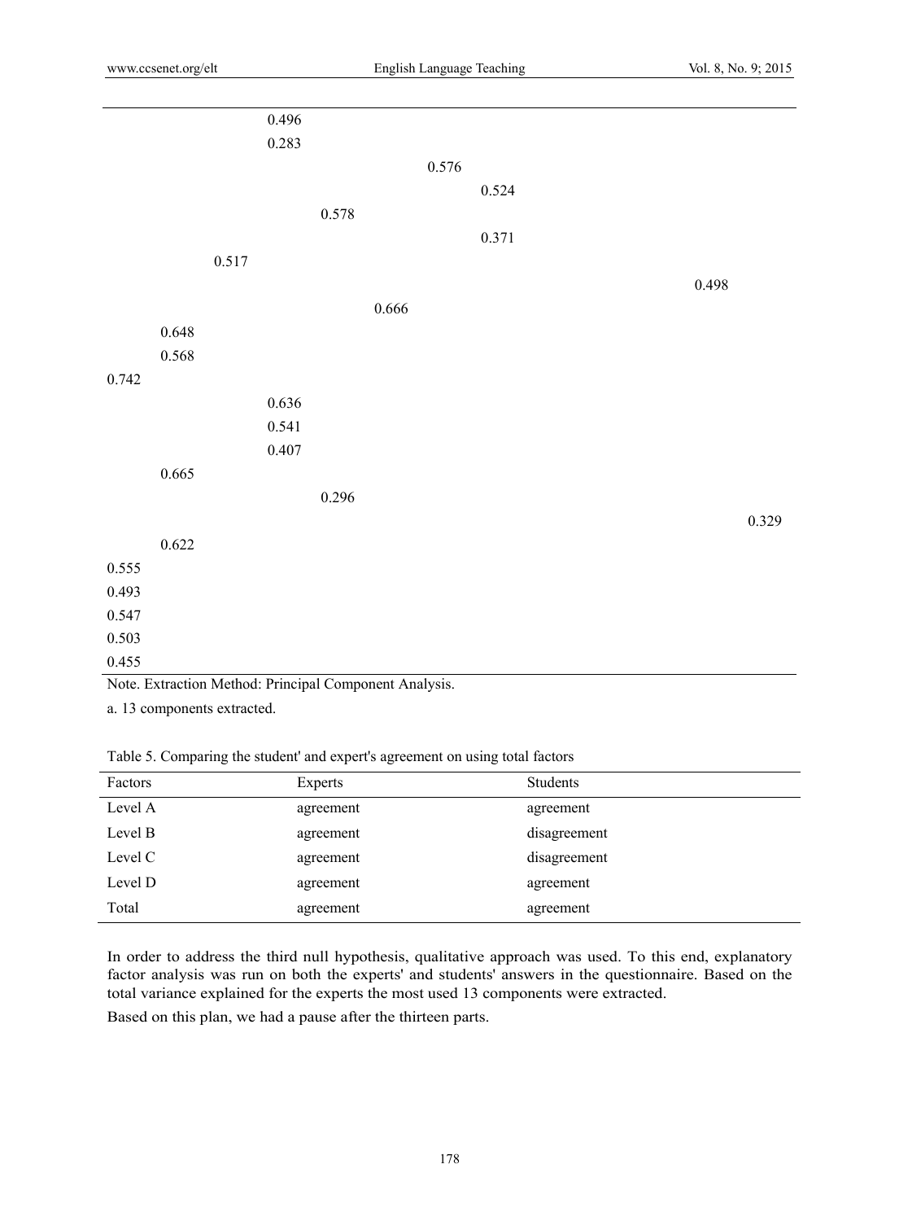| | | | | | | | | | | | | |
|---|---|---|---|---|---|---|---|---|---|---|---|---|
| | | | 0.496 | | | | | | | | | |
| | | | 0.283 | | | | | | | | | |
| | | | | | | 0.576 | | | | | | |
| | | | | | | | 0.524 | | | | | |
| | | | | 0.578 | | | | | | | | |
| | | | | | | | 0.371 | | | | | |
| | | 0.517 | | | | | | | | | | |
| | | | | | | | | | | | 0.498 | |
| | | | | | 0.666 | | | | | | | |
| | 0.648 | | | | | | | | | | | |
| | 0.568 | | | | | | | | | | | |
| 0.742 | | | | | | | | | | | | |
| | | | 0.636 | | | | | | | | | |
| | | | 0.541 | | | | | | | | | |
| | | | 0.407 | | | | | | | | | |
| | 0.665 | | | | | | | | | | | |
| | | | | 0.296 | | | | | | | | |
| | | | | | | | | | | | | 0.329 |
| | 0.622 | | | | | | | | | | | |
| 0.555 | | | | | | | | | | | | |
| 0.493 | | | | | | | | | | | | |
| 0.547 | | | | | | | | | | | | |
| 0.503 | | | | | | | | | | | | |
| 0.455 | | | | | | | | | | | | |

Note. Extraction Method: Principal Component Analysis.

a. 13 components extracted.

Table 5. Comparing the student' and expert's agreement on using total factors

| Factors | Experts | Students |
|---|---|---|
| Level A | agreement | agreement |
| Level B | agreement | disagreement |
| Level C | agreement | disagreement |
| Level D | agreement | agreement |
| Total | agreement | agreement |

In order to address the third null hypothesis, qualitative approach was used. To this end, explanatory factor analysis was run on both the experts' and students' answers in the questionnaire. Based on the total variance explained for the experts the most used 13 components were extracted.

Based on this plan, we had a pause after the thirteen parts.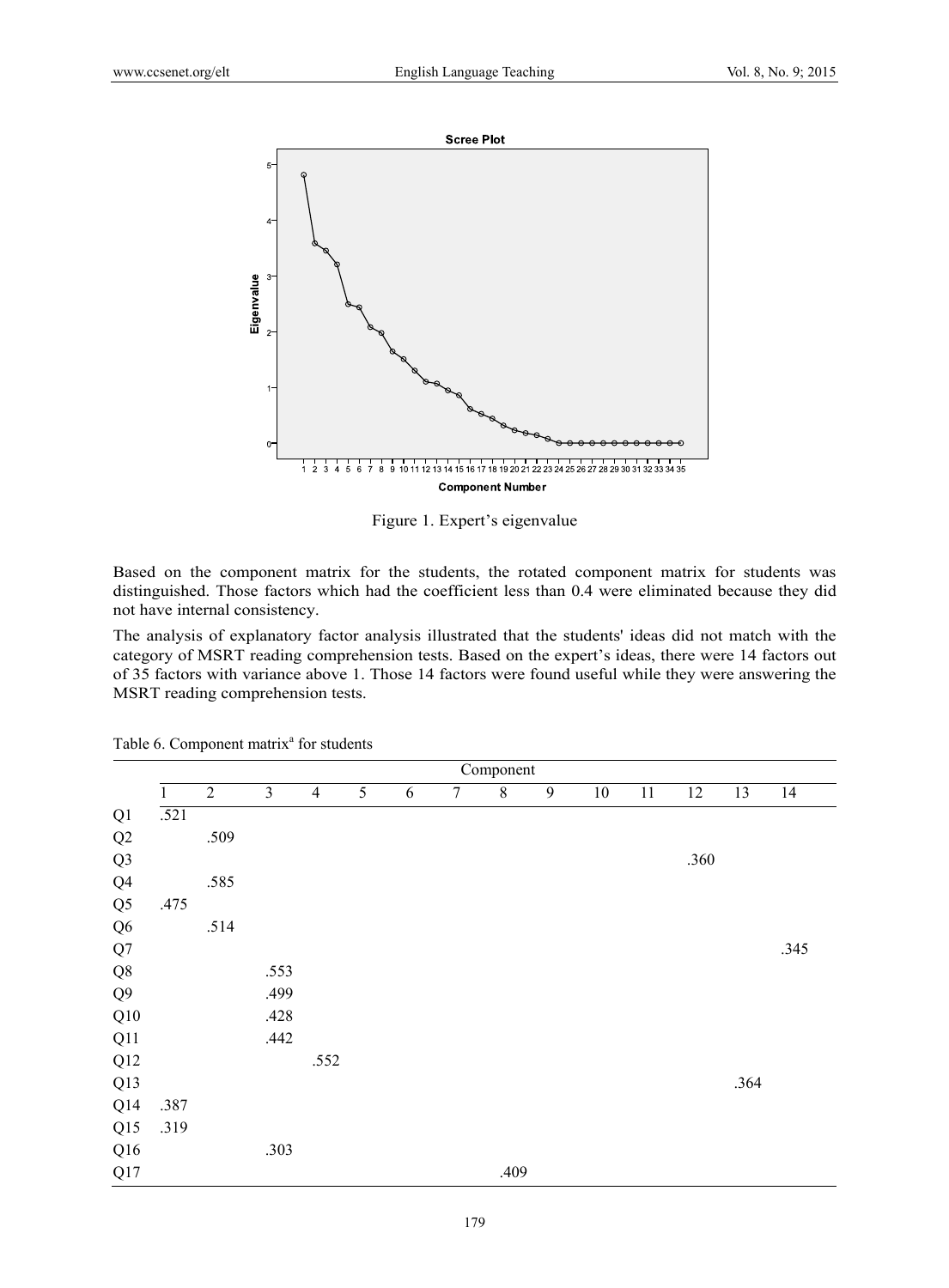Figure 1. Expert's eigenvalue

Based on the component matrix for the students, the rotated component matrix for students was distinguished. Those factors which had the coefficient less than 0.4 were eliminated because they did not have internal consistency.

The analysis of explanatory factor analysis illustrated that the students' ideas did not match with the category of MSRT reading comprehension tests. Based on the expert's ideas, there were 14 factors out of 35 factors with variance above 1. Those 14 factors were found useful while they were answering the MSRT reading comprehension tests.

Table 6. Component matrix[a] for students

| | Component | | | | | | | | | | | | | |
|---|---|---|---|---|---|---|---|---|---|---|---|---|---|---|
| | 1 | 2 | 3 | 4 | 5 | 6 | 7 | 8 | 9 | 10 | 11 | 12 | 13 | 14 |
| Q1 | .521 | | | | | | | | | | | | | |
| Q2 | | .509 | | | | | | | | | | | | |
| Q3 | | | | | | | | | | | | .360 | | |
| Q4 | | .585 | | | | | | | | | | | | |
| Q5 | .475 | | | | | | | | | | | | | |
| Q6 | | .514 | | | | | | | | | | | | |
| Q7 | | | | | | | | | | | | | | .345 |
| Q8 | | | .553 | | | | | | | | | | | |
| Q9 | | | .499 | | | | | | | | | | | |
| Q10 | | | .428 | | | | | | | | | | | |
| Q11 | | | .442 | | | | | | | | | | | |
| Q12 | | | | .552 | | | | | | | | | | |
| Q13 | | | | | | | | | | | | | .364 | |
| Q14 | .387 | | | | | | | | | | | | | |
| Q15 | .319 | | | | | | | | | | | | | |
| Q16 | | | .303 | | | | | | | | | | | |
| Q17 | | | | | | | | .409 | | | | | | |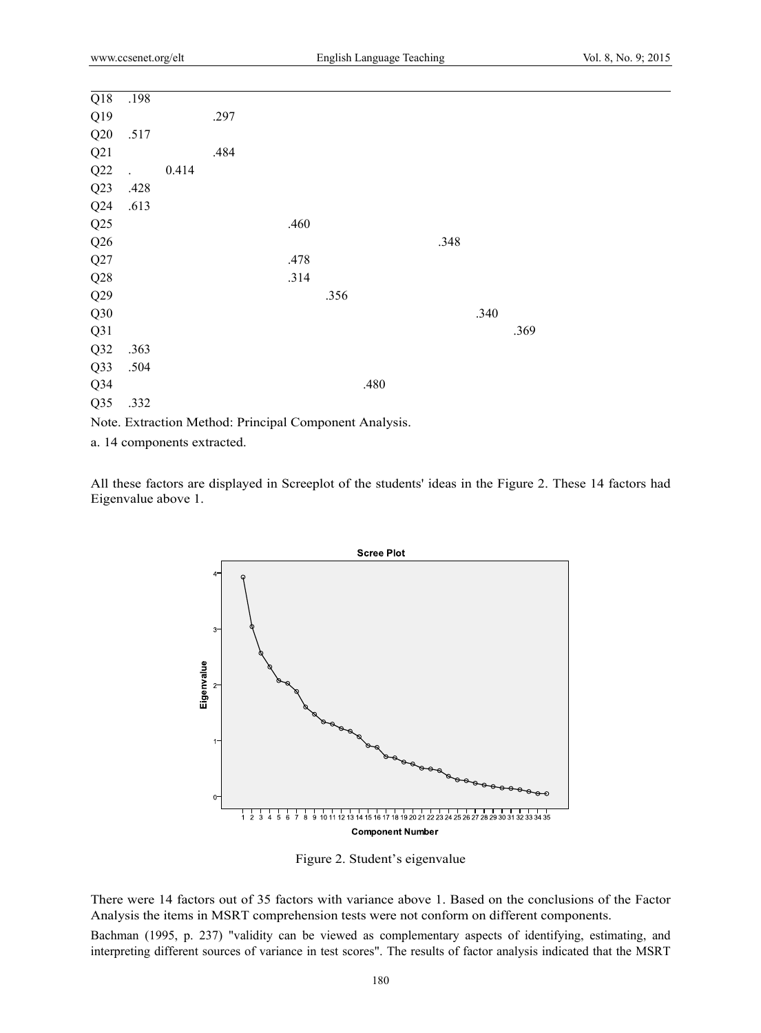| | | | | | | | | | | | | | | |
|---|---|---|---|---|---|---|---|---|---|---|---|---|---|---|
| Q18 | .198 | | | | | | | | | | | | | |
| Q19 | | | .297 | | | | | | | | | | | |
| Q20 | .517 | | | | | | | | | | | | | |
| Q21 | | | .484 | | | | | | | | | | | |
| Q22 | . | 0.414 | | | | | | | | | | | | |
| Q23 | .428 | | | | | | | | | | | | | |
| Q24 | .613 | | | | | | | | | | | | | |
| Q25 | | | | | .460 | | | | | | | | | |
| Q26 | | | | | | | | | .348 | | | | | |
| Q27 | | | | | .478 | | | | | | | | | |
| Q28 | | | | | .314 | | | | | | | | | |
| Q29 | | | | | | .356 | | | | | | | | |
| Q30 | | | | | | | | | | .340 | | | | |
| Q31 | | | | | | | | | | | .369 | | | |
| Q32 | .363 | | | | | | | | | | | | | |
| Q33 | .504 | | | | | | | | | | | | | |
| Q34 | | | | | | | .480 | | | | | | | |
| Q35 | .332 | | | | | | | | | | | | | |

Note. Extraction Method: Principal Component Analysis.

a. 14 components extracted.

All these factors are displayed in Screeplot of the students' ideas in the Figure 2. These 14 factors had Eigenvalue above 1.

Figure 2. Student's eigenvalue

There were 14 factors out of 35 factors with variance above 1. Based on the conclusions of the Factor Analysis the items in MSRT comprehension tests were not conform on different components.

Bachman (1995, p. 237) "validity can be viewed as complementary aspects of identifying, estimating, and interpreting different sources of variance in test scores". The results of factor analysis indicated that the MSRT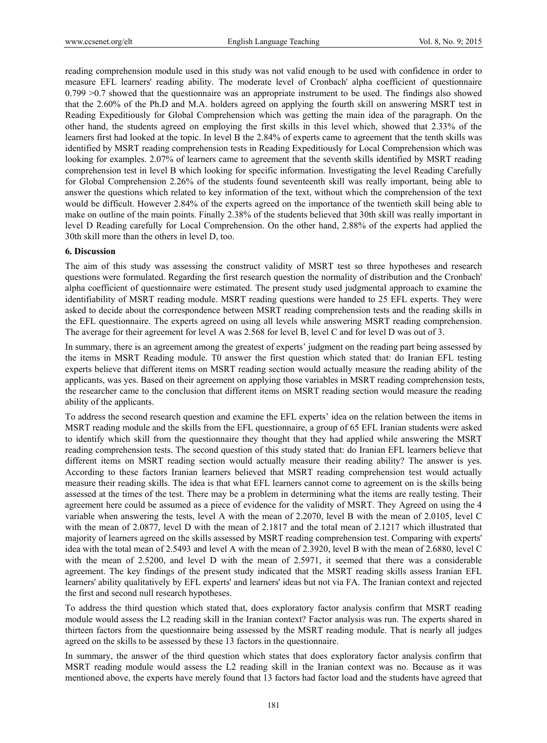reading comprehension module used in this study was not valid enough to be used with confidence in order to measure EFL learners' reading ability. The moderate level of Cronbach' alpha coefficient of questionnaire 0.799 >0.7 showed that the questionnaire was an appropriate instrument to be used. The findings also showed that the 2.60% of the Ph.D and M.A. holders agreed on applying the fourth skill on answering MSRT test in Reading Expeditiously for Global Comprehension which was getting the main idea of the paragraph. On the other hand, the students agreed on employing the first skills in this level which, showed that 2.33% of the learners first had looked at the topic. In level B the 2.84% of experts came to agreement that the tenth skills was identified by MSRT reading comprehension tests in Reading Expeditiously for Local Comprehension which was looking for examples. 2.07% of learners came to agreement that the seventh skills identified by MSRT reading comprehension test in level B which looking for specific information. Investigating the level Reading Carefully for Global Comprehension 2.26% of the students found seventeenth skill was really important, being able to answer the questions which related to key information of the text, without which the comprehension of the text would be difficult. However 2.84% of the experts agreed on the importance of the twentieth skill being able to make on outline of the main points. Finally 2.38% of the students believed that 30th skill was really important in level D Reading carefully for Local Comprehension. On the other hand, 2.88% of the experts had applied the 30th skill more than the others in level D, too.

## 6. Discussion

The aim of this study was assessing the construct validity of MSRT test so three hypotheses and research questions were formulated. Regarding the first research question the normality of distribution and the Cronbach' alpha coefficient of questionnaire were estimated. The present study used judgmental approach to examine the identifiability of MSRT reading module. MSRT reading questions were handed to 25 EFL experts. They were asked to decide about the correspondence between MSRT reading comprehension tests and the reading skills in the EFL questionnaire. The experts agreed on using all levels while answering MSRT reading comprehension. The average for their agreement for level A was 2.568 for level B, level C and for level D was out of 3.

In summary, there is an agreement among the greatest of experts' judgment on the reading part being assessed by the items in MSRT Reading module. T0 answer the first question which stated that: do Iranian EFL testing experts believe that different items on MSRT reading section would actually measure the reading ability of the applicants, was yes. Based on their agreement on applying those variables in MSRT reading comprehension tests, the researcher came to the conclusion that different items on MSRT reading section would measure the reading ability of the applicants.

To address the second research question and examine the EFL experts' idea on the relation between the items in MSRT reading module and the skills from the EFL questionnaire, a group of 65 EFL Iranian students were asked to identify which skill from the questionnaire they thought that they had applied while answering the MSRT reading comprehension tests. The second question of this study stated that: do Iranian EFL learners believe that different items on MSRT reading section would actually measure their reading ability? The answer is yes. According to these factors Iranian learners believed that MSRT reading comprehension test would actually measure their reading skills. The idea is that what EFL learners cannot come to agreement on is the skills being assessed at the times of the test. There may be a problem in determining what the items are really testing. Their agreement here could be assumed as a piece of evidence for the validity of MSRT. They Agreed on using the 4 variable when answering the tests, level A with the mean of 2.2070, level B with the mean of 2.0105, level C with the mean of 2.0877, level D with the mean of 2.1817 and the total mean of 2.1217 which illustrated that majority of learners agreed on the skills assessed by MSRT reading comprehension test. Comparing with experts' idea with the total mean of 2.5493 and level A with the mean of 2.3920, level B with the mean of 2.6880, level C with the mean of 2.5200, and level D with the mean of 2.5971, it seemed that there was a considerable agreement. The key findings of the present study indicated that the MSRT reading skills assess Iranian EFL learners' ability qualitatively by EFL experts' and learners' ideas but not via FA. The Iranian context and rejected the first and second null research hypotheses.

To address the third question which stated that, does exploratory factor analysis confirm that MSRT reading module would assess the L2 reading skill in the Iranian context? Factor analysis was run. The experts shared in thirteen factors from the questionnaire being assessed by the MSRT reading module. That is nearly all judges agreed on the skills to be assessed by these 13 factors in the questionnaire.

In summary, the answer of the third question which states that does exploratory factor analysis confirm that MSRT reading module would assess the L2 reading skill in the Iranian context was no. Because as it was mentioned above, the experts have merely found that 13 factors had factor load and the students have agreed that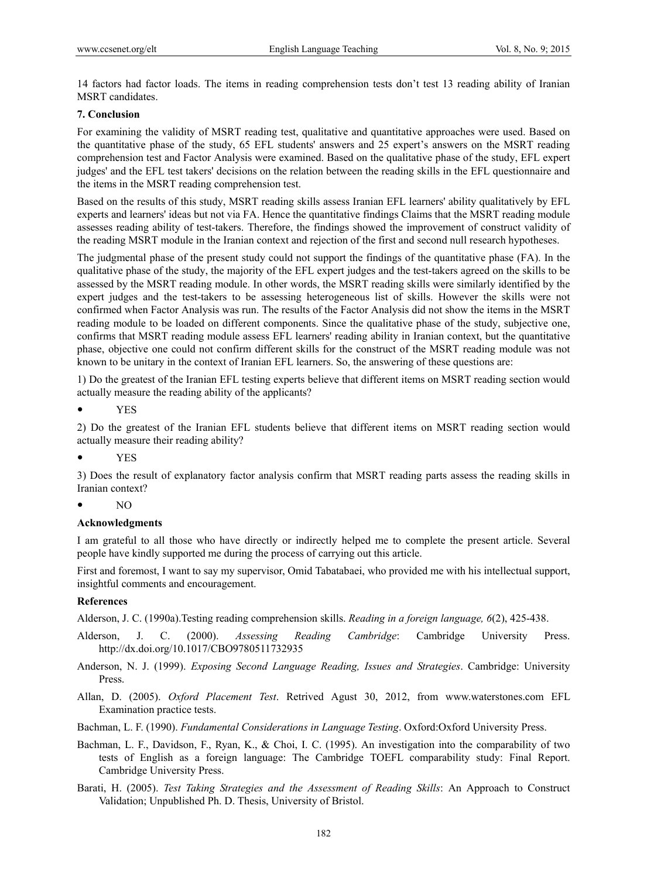14 factors had factor loads. The items in reading comprehension tests don't test 13 reading ability of Iranian MSRT candidates.

## 7. Conclusion

For examining the validity of MSRT reading test, qualitative and quantitative approaches were used. Based on the quantitative phase of the study, 65 EFL students' answers and 25 expert's answers on the MSRT reading comprehension test and Factor Analysis were examined. Based on the qualitative phase of the study, EFL expert judges' and the EFL test takers' decisions on the relation between the reading skills in the EFL questionnaire and the items in the MSRT reading comprehension test.

Based on the results of this study, MSRT reading skills assess Iranian EFL learners' ability qualitatively by EFL experts and learners' ideas but not via FA. Hence the quantitative findings Claims that the MSRT reading module assesses reading ability of test-takers. Therefore, the findings showed the improvement of construct validity of the reading MSRT module in the Iranian context and rejection of the first and second null research hypotheses.

The judgmental phase of the present study could not support the findings of the quantitative phase (FA). In the qualitative phase of the study, the majority of the EFL expert judges and the test-takers agreed on the skills to be assessed by the MSRT reading module. In other words, the MSRT reading skills were similarly identified by the expert judges and the test-takers to be assessing heterogeneous list of skills. However the skills were not confirmed when Factor Analysis was run. The results of the Factor Analysis did not show the items in the MSRT reading module to be loaded on different components. Since the qualitative phase of the study, subjective one, confirms that MSRT reading module assess EFL learners' reading ability in Iranian context, but the quantitative phase, objective one could not confirm different skills for the construct of the MSRT reading module was not known to be unitary in the context of Iranian EFL learners. So, the answering of these questions are:

1) Do the greatest of the Iranian EFL testing experts believe that different items on MSRT reading section would actually measure the reading ability of the applicants?

- YES

2) Do the greatest of the Iranian EFL students believe that different items on MSRT reading section would actually measure their reading ability?

- YES

3) Does the result of explanatory factor analysis confirm that MSRT reading parts assess the reading skills in Iranian context?

- NO

## Acknowledgments

I am grateful to all those who have directly or indirectly helped me to complete the present article. Several people have kindly supported me during the process of carrying out this article.

First and foremost, I want to say my supervisor, Omid Tabatabaei, who provided me with his intellectual support, insightful comments and encouragement.

## References

Alderson, J. C. (1990a).Testing reading comprehension skills. *Reading in a foreign language, 6*(2), 425-438.

Alderson, J. C. (2000). *Assessing Reading Cambridge*: Cambridge University Press. http://dx.doi.org/10.1017/CBO9780511732935

Anderson, N. J. (1999). *Exposing Second Language Reading, Issues and Strategies*. Cambridge: University Press.

Allan, D. (2005). *Oxford Placement Test*. Retrived Agust 30, 2012, from www.waterstones.com EFL Examination practice tests.

Bachman, L. F. (1990). *Fundamental Considerations in Language Testing*. Oxford:Oxford University Press.

Bachman, L. F., Davidson, F., Ryan, K., & Choi, I. C. (1995). An investigation into the comparability of two tests of English as a foreign language: The Cambridge TOEFL comparability study: Final Report. Cambridge University Press.

Barati, H. (2005). *Test Taking Strategies and the Assessment of Reading Skills*: An Approach to Construct Validation; Unpublished Ph. D. Thesis, University of Bristol.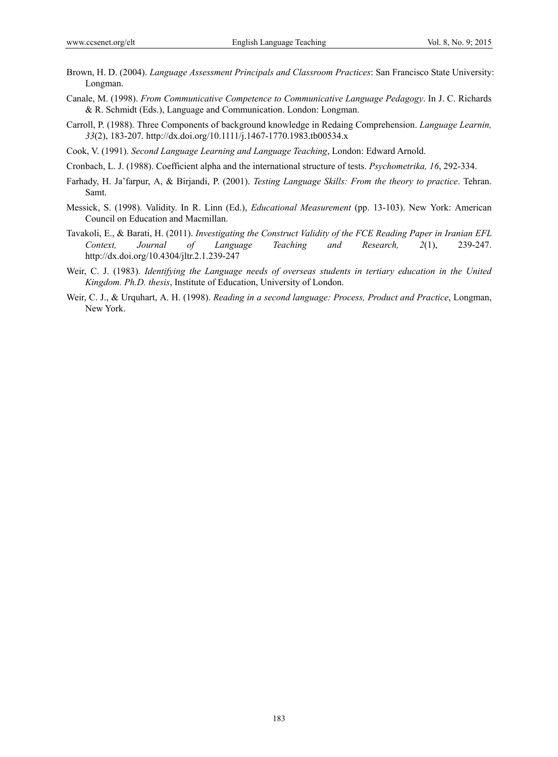Brown, H. D. (2004). *Language Assessment Principals and Classroom Practices*: San Francisco State University: Longman.

Canale, M. (1998). *From Communicative Competence to Communicative Language Pedagogy*. In J. C. Richards & R. Schmidt (Eds.), Language and Communication. London: Longman.

Carroll, P. (1988). Three Components of background knowledge in Redaing Comprehension. *Language Learnin, 33*(2), 183-207. http://dx.doi.org/10.1111/j.1467-1770.1983.tb00534.x

Cook, V. (1991). *Second Language Learning and Language Teaching*, London: Edward Arnold.

Cronbach, L. J. (1988). Coefficient alpha and the international structure of tests. *Psychometrika, 16*, 292-334.

Farhady, H. Ja'farpur, A, & Birjandi, P. (2001). *Testing Language Skills: From the theory to practice*. Tehran. Samt.

Messick, S. (1998). Validity. In R. Linn (Ed.), *Educational Measurement* (pp. 13-103). New York: American Council on Education and Macmillan.

Tavakoli, E., & Barati, H. (2011). *Investigating the Construct Validity of the FCE Reading Paper in Iranian EFL Context, Journal of Language Teaching and Research, 2*(1), 239-247. http://dx.doi.org/10.4304/jltr.2.1.239-247

Weir, C. J. (1983). *Identifying the Language needs of overseas students in tertiary education in the United Kingdom. Ph.D. thesis*, Institute of Education, University of London.

Weir, C. J., & Urquhart, A. H. (1998). *Reading in a second language: Process, Product and Practice*, Longman, New York.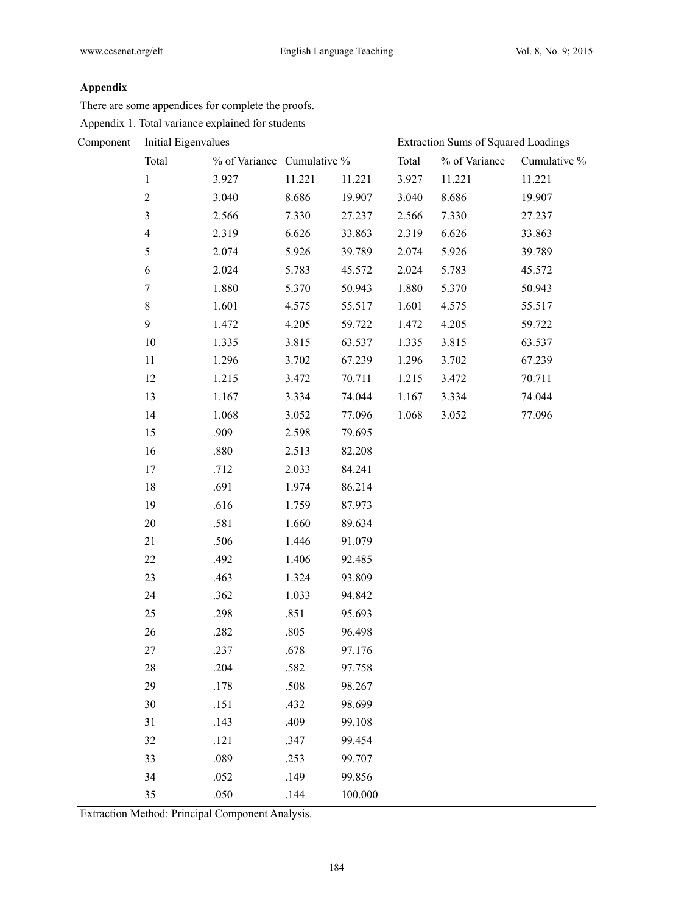## Appendix

There are some appendices for complete the proofs.

Appendix 1. Total variance explained for students

| Component | Initial Eigenvalues | | | Extraction Sums of Squared Loadings | | |
|---|---|---|---|---|---|---|
| | Total | % of Variance | Cumulative % | Total | % of Variance | Cumulative % |
| 1 | 3.927 | 11.221 | 11.221 | 3.927 | 11.221 | 11.221 |
| 2 | 3.040 | 8.686 | 19.907 | 3.040 | 8.686 | 19.907 |
| 3 | 2.566 | 7.330 | 27.237 | 2.566 | 7.330 | 27.237 |
| 4 | 2.319 | 6.626 | 33.863 | 2.319 | 6.626 | 33.863 |
| 5 | 2.074 | 5.926 | 39.789 | 2.074 | 5.926 | 39.789 |
| 6 | 2.024 | 5.783 | 45.572 | 2.024 | 5.783 | 45.572 |
| 7 | 1.880 | 5.370 | 50.943 | 1.880 | 5.370 | 50.943 |
| 8 | 1.601 | 4.575 | 55.517 | 1.601 | 4.575 | 55.517 |
| 9 | 1.472 | 4.205 | 59.722 | 1.472 | 4.205 | 59.722 |
| 10 | 1.335 | 3.815 | 63.537 | 1.335 | 3.815 | 63.537 |
| 11 | 1.296 | 3.702 | 67.239 | 1.296 | 3.702 | 67.239 |
| 12 | 1.215 | 3.472 | 70.711 | 1.215 | 3.472 | 70.711 |
| 13 | 1.167 | 3.334 | 74.044 | 1.167 | 3.334 | 74.044 |
| 14 | 1.068 | 3.052 | 77.096 | 1.068 | 3.052 | 77.096 |
| 15 | .909 | 2.598 | 79.695 | | | |
| 16 | .880 | 2.513 | 82.208 | | | |
| 17 | .712 | 2.033 | 84.241 | | | |
| 18 | .691 | 1.974 | 86.214 | | | |
| 19 | .616 | 1.759 | 87.973 | | | |
| 20 | .581 | 1.660 | 89.634 | | | |
| 21 | .506 | 1.446 | 91.079 | | | |
| 22 | .492 | 1.406 | 92.485 | | | |
| 23 | .463 | 1.324 | 93.809 | | | |
| 24 | .362 | 1.033 | 94.842 | | | |
| 25 | .298 | .851 | 95.693 | | | |
| 26 | .282 | .805 | 96.498 | | | |
| 27 | .237 | .678 | 97.176 | | | |
| 28 | .204 | .582 | 97.758 | | | |
| 29 | .178 | .508 | 98.267 | | | |
| 30 | .151 | .432 | 98.699 | | | |
| 31 | .143 | .409 | 99.108 | | | |
| 32 | .121 | .347 | 99.454 | | | |
| 33 | .089 | .253 | 99.707 | | | |
| 34 | .052 | .149 | 99.856 | | | |
| 35 | .050 | .144 | 100.000 | | | |

Extraction Method: Principal Component Analysis.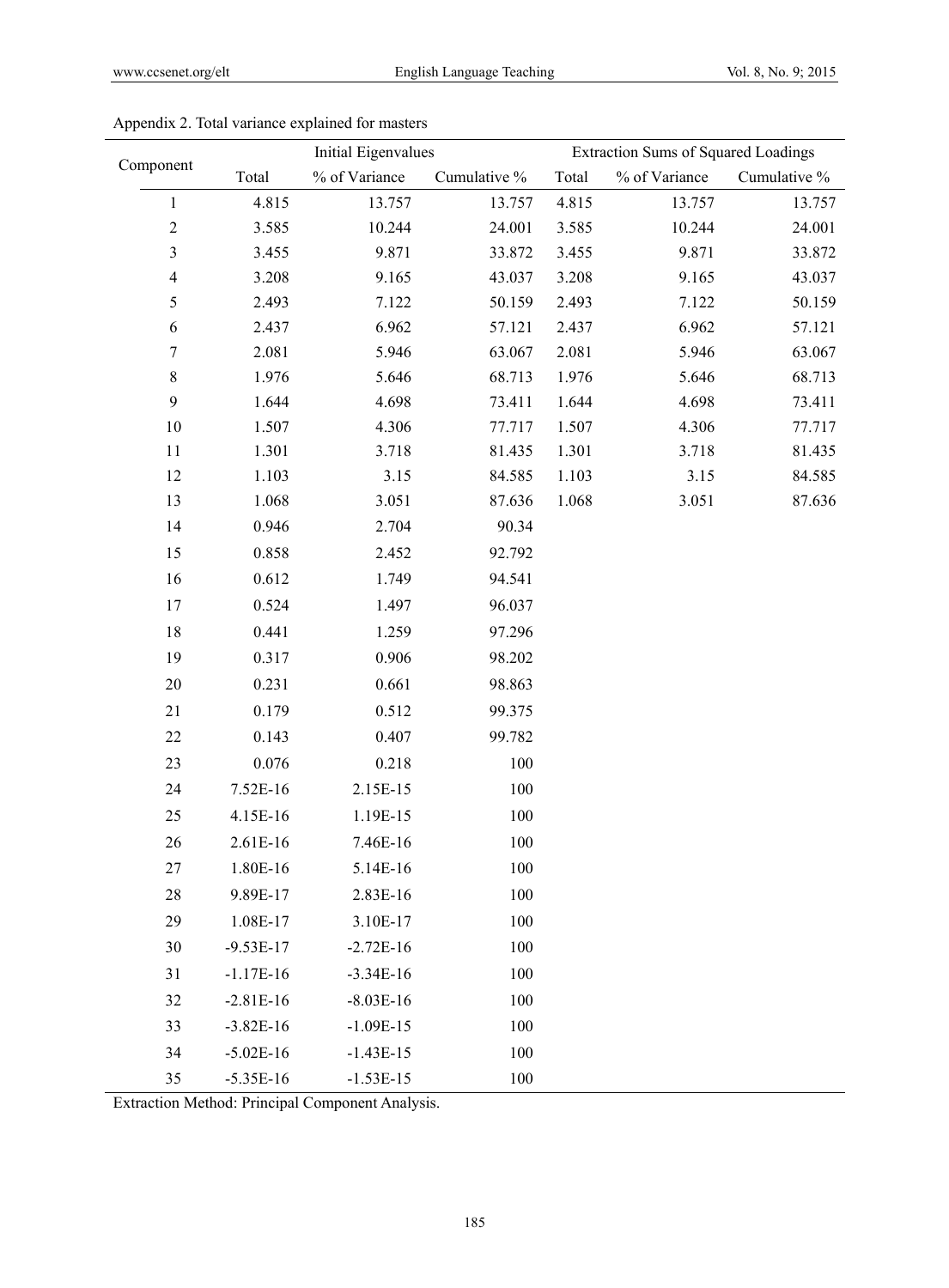Appendix 2. Total variance explained for masters

| Component | Initial Eigenvalues | | | Extraction Sums of Squared Loadings | | |
|---|---|---|---|---|---|---|
| | Total | % of Variance | Cumulative % | Total | % of Variance | Cumulative % |
| 1 | 4.815 | 13.757 | 13.757 | 4.815 | 13.757 | 13.757 |
| 2 | 3.585 | 10.244 | 24.001 | 3.585 | 10.244 | 24.001 |
| 3 | 3.455 | 9.871 | 33.872 | 3.455 | 9.871 | 33.872 |
| 4 | 3.208 | 9.165 | 43.037 | 3.208 | 9.165 | 43.037 |
| 5 | 2.493 | 7.122 | 50.159 | 2.493 | 7.122 | 50.159 |
| 6 | 2.437 | 6.962 | 57.121 | 2.437 | 6.962 | 57.121 |
| 7 | 2.081 | 5.946 | 63.067 | 2.081 | 5.946 | 63.067 |
| 8 | 1.976 | 5.646 | 68.713 | 1.976 | 5.646 | 68.713 |
| 9 | 1.644 | 4.698 | 73.411 | 1.644 | 4.698 | 73.411 |
| 10 | 1.507 | 4.306 | 77.717 | 1.507 | 4.306 | 77.717 |
| 11 | 1.301 | 3.718 | 81.435 | 1.301 | 3.718 | 81.435 |
| 12 | 1.103 | 3.15 | 84.585 | 1.103 | 3.15 | 84.585 |
| 13 | 1.068 | 3.051 | 87.636 | 1.068 | 3.051 | 87.636 |
| 14 | 0.946 | 2.704 | 90.34 | | | |
| 15 | 0.858 | 2.452 | 92.792 | | | |
| 16 | 0.612 | 1.749 | 94.541 | | | |
| 17 | 0.524 | 1.497 | 96.037 | | | |
| 18 | 0.441 | 1.259 | 97.296 | | | |
| 19 | 0.317 | 0.906 | 98.202 | | | |
| 20 | 0.231 | 0.661 | 98.863 | | | |
| 21 | 0.179 | 0.512 | 99.375 | | | |
| 22 | 0.143 | 0.407 | 99.782 | | | |
| 23 | 0.076 | 0.218 | 100 | | | |
| 24 | 7.52E-16 | 2.15E-15 | 100 | | | |
| 25 | 4.15E-16 | 1.19E-15 | 100 | | | |
| 26 | 2.61E-16 | 7.46E-16 | 100 | | | |
| 27 | 1.80E-16 | 5.14E-16 | 100 | | | |
| 28 | 9.89E-17 | 2.83E-16 | 100 | | | |
| 29 | 1.08E-17 | 3.10E-17 | 100 | | | |
| 30 | -9.53E-17 | -2.72E-16 | 100 | | | |
| 31 | -1.17E-16 | -3.34E-16 | 100 | | | |
| 32 | -2.81E-16 | -8.03E-16 | 100 | | | |
| 33 | -3.82E-16 | -1.09E-15 | 100 | | | |
| 34 | -5.02E-16 | -1.43E-15 | 100 | | | |
| 35 | -5.35E-16 | -1.53E-15 | 100 | | | |

Extraction Method: Principal Component Analysis.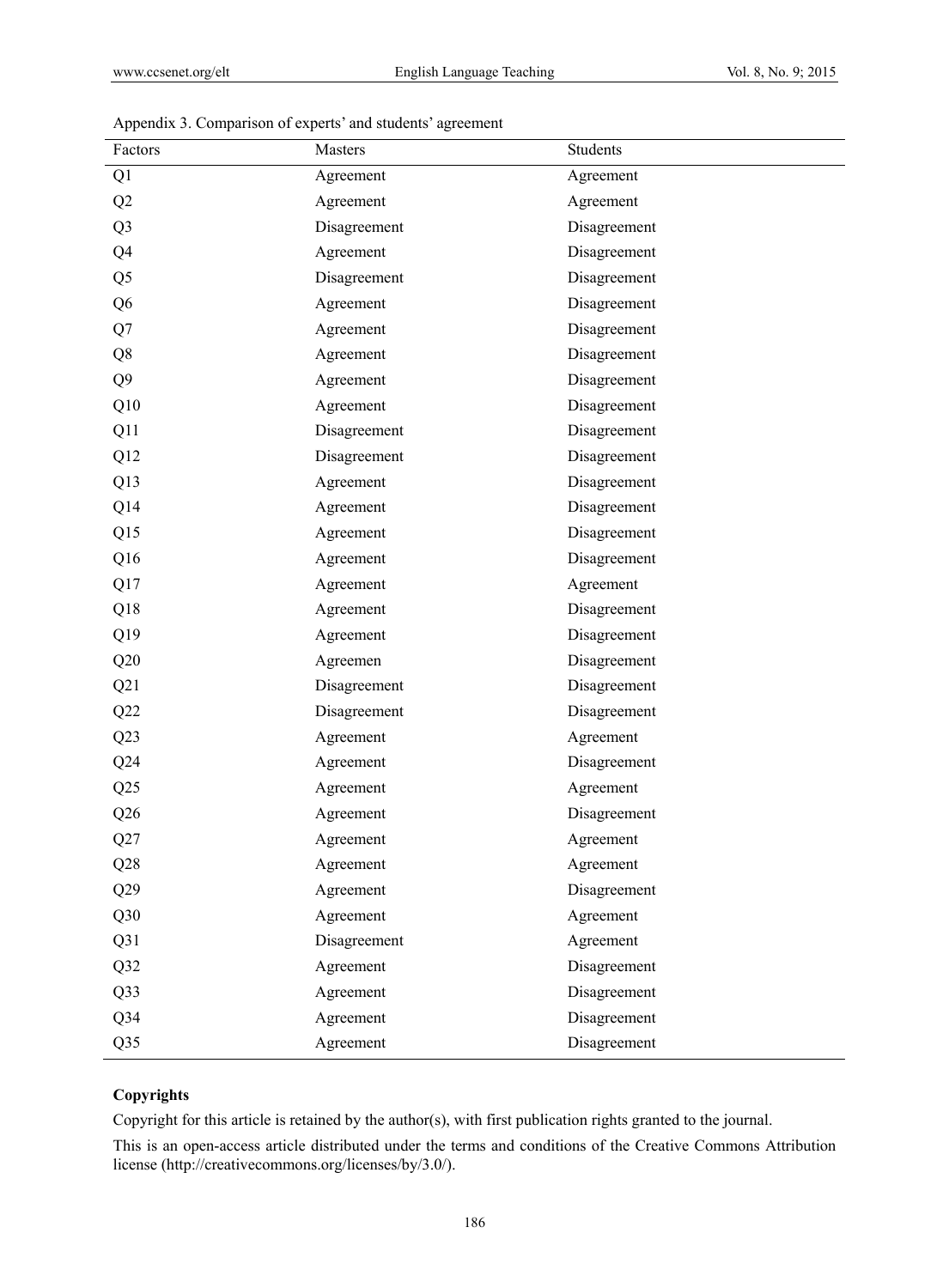Appendix 3. Comparison of experts' and students' agreement

| Factors | Masters | Students |
|---|---|---|
| Q1 | Agreement | Agreement |
| Q2 | Agreement | Agreement |
| Q3 | Disagreement | Disagreement |
| Q4 | Agreement | Disagreement |
| Q5 | Disagreement | Disagreement |
| Q6 | Agreement | Disagreement |
| Q7 | Agreement | Disagreement |
| Q8 | Agreement | Disagreement |
| Q9 | Agreement | Disagreement |
| Q10 | Agreement | Disagreement |
| Q11 | Disagreement | Disagreement |
| Q12 | Disagreement | Disagreement |
| Q13 | Agreement | Disagreement |
| Q14 | Agreement | Disagreement |
| Q15 | Agreement | Disagreement |
| Q16 | Agreement | Disagreement |
| Q17 | Agreement | Agreement |
| Q18 | Agreement | Disagreement |
| Q19 | Agreement | Disagreement |
| Q20 | Agreemen | Disagreement |
| Q21 | Disagreement | Disagreement |
| Q22 | Disagreement | Disagreement |
| Q23 | Agreement | Agreement |
| Q24 | Agreement | Disagreement |
| Q25 | Agreement | Agreement |
| Q26 | Agreement | Disagreement |
| Q27 | Agreement | Agreement |
| Q28 | Agreement | Agreement |
| Q29 | Agreement | Disagreement |
| Q30 | Agreement | Agreement |
| Q31 | Disagreement | Agreement |
| Q32 | Agreement | Disagreement |
| Q33 | Agreement | Disagreement |
| Q34 | Agreement | Disagreement |
| Q35 | Agreement | Disagreement |

**Copyrights**

Copyright for this article is retained by the author(s), with first publication rights granted to the journal.

This is an open-access article distributed under the terms and conditions of the Creative Commons Attribution license (http://creativecommons.org/licenses/by/3.0/).